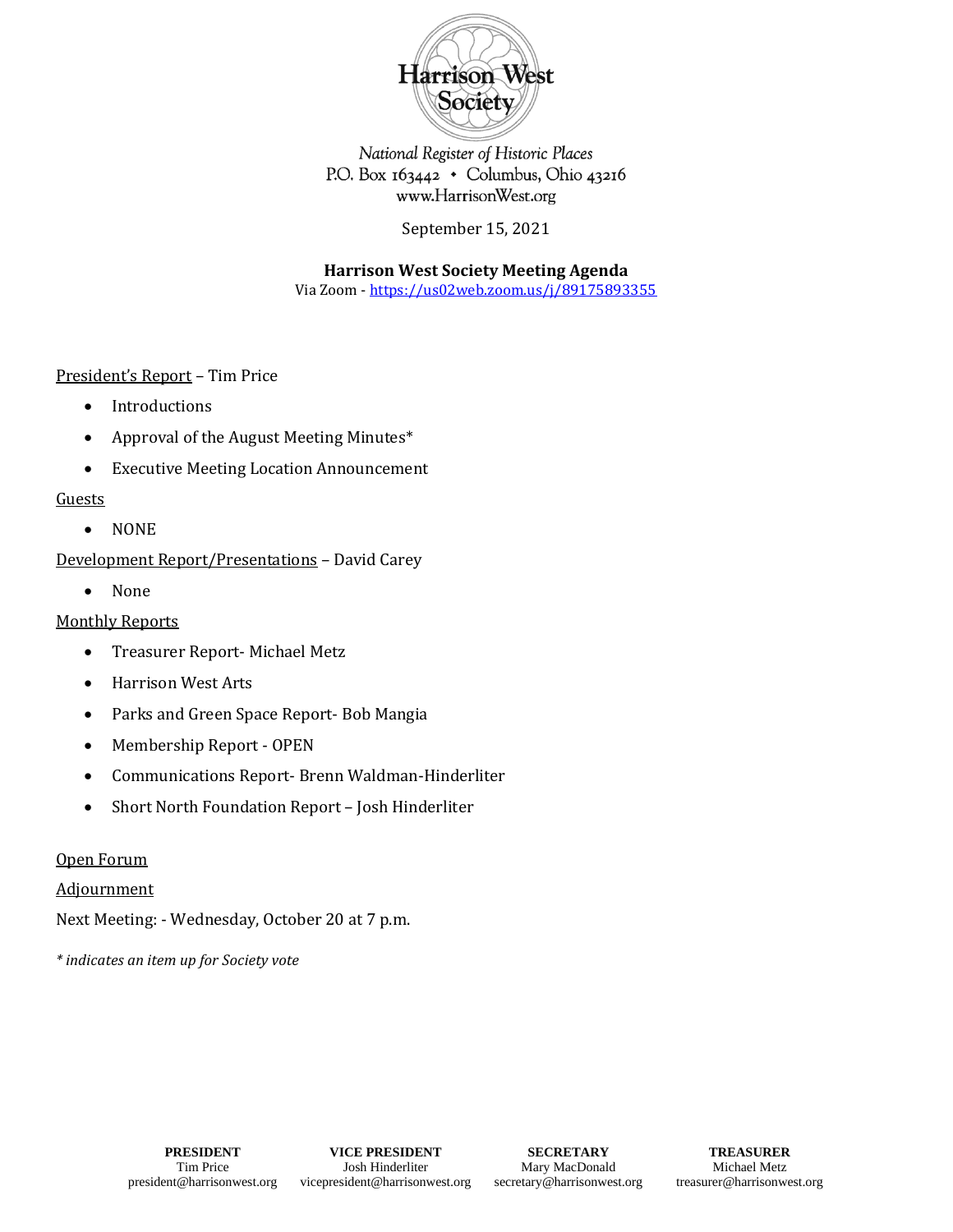Harrison West Society

*National Register of Historic Places*
P.O. Box 163442 • Columbus, Ohio 43216
www.HarrisonWest.org

September 15, 2021

**Harrison West Society Meeting Agenda**
Via Zoom - https://us02web.zoom.us/j/89175893355

President's Report – Tim Price

- Introductions
- Approval of the August Meeting Minutes*
- Executive Meeting Location Announcement

Guests

- NONE

Development Report/Presentations – David Carey

- None

Monthly Reports

- Treasurer Report- Michael Metz
- Harrison West Arts
- Parks and Green Space Report- Bob Mangia
- Membership Report - OPEN
- Communications Report- Brenn Waldman-Hinderliter
- Short North Foundation Report – Josh Hinderliter

Open Forum

Adjournment

Next Meeting: - Wednesday, October 20 at 7 p.m.

*\* indicates an item up for Society vote*

| PRESIDENT | VICE PRESIDENT | SECRETARY | TREASURER |
|---|---|---|---|
| Tim Price | Josh Hinderliter | Mary MacDonald | Michael Metz |
| president@harrisonwest.org | vicepresident@harrisonwest.org | secretary@harrisonwest.org | treasurer@harrisonwest.org |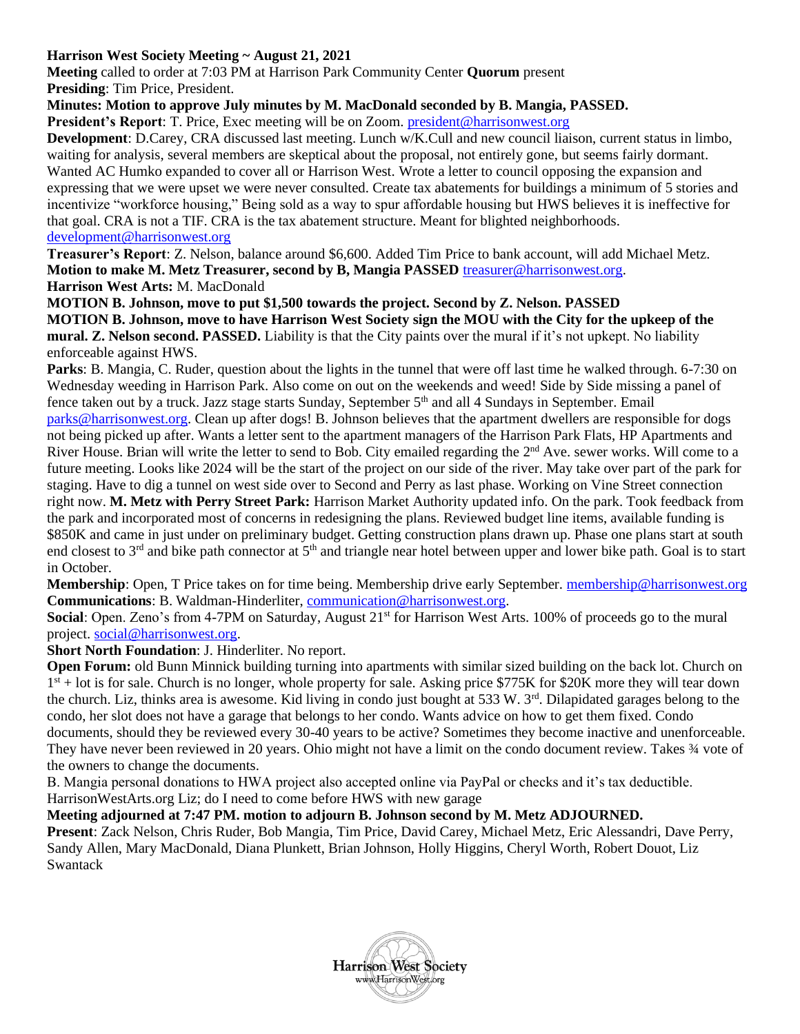**Harrison West Society Meeting ~ August 21, 2021**

**Meeting** called to order at 7:03 PM at Harrison Park Community Center **Quorum** present

**Presiding**: Tim Price, President.

**Minutes: Motion to approve July minutes by M. MacDonald seconded by B. Mangia, PASSED.**

**President's Report**: T. Price, Exec meeting will be on Zoom. president@harrisonwest.org

**Development**: D.Carey, CRA discussed last meeting. Lunch w/K.Cull and new council liaison, current status in limbo, waiting for analysis, several members are skeptical about the proposal, not entirely gone, but seems fairly dormant. Wanted AC Humko expanded to cover all or Harrison West. Wrote a letter to council opposing the expansion and expressing that we were upset we were never consulted. Create tax abatements for buildings a minimum of 5 stories and incentivize "workforce housing," Being sold as a way to spur affordable housing but HWS believes it is ineffective for that goal. CRA is not a TIF. CRA is the tax abatement structure. Meant for blighted neighborhoods. development@harrisonwest.org

**Treasurer's Report**: Z. Nelson, balance around $6,600. Added Tim Price to bank account, will add Michael Metz. **Motion to make M. Metz Treasurer, second by B, Mangia PASSED** treasurer@harrisonwest.org.

**Harrison West Arts:** M. MacDonald

**MOTION B. Johnson, move to put $1,500 towards the project. Second by Z. Nelson. PASSED**

**MOTION B. Johnson, move to have Harrison West Society sign the MOU with the City for the upkeep of the mural. Z. Nelson second. PASSED.** Liability is that the City paints over the mural if it's not upkept. No liability enforceable against HWS.

**Parks**: B. Mangia, C. Ruder, question about the lights in the tunnel that were off last time he walked through. 6-7:30 on Wednesday weeding in Harrison Park. Also come on out on the weekends and weed! Side by Side missing a panel of fence taken out by a truck. Jazz stage starts Sunday, September 5th and all 4 Sundays in September. Email parks@harrisonwest.org. Clean up after dogs! B. Johnson believes that the apartment dwellers are responsible for dogs not being picked up after. Wants a letter sent to the apartment managers of the Harrison Park Flats, HP Apartments and River House. Brian will write the letter to send to Bob. City emailed regarding the 2nd Ave. sewer works. Will come to a future meeting. Looks like 2024 will be the start of the project on our side of the river. May take over part of the park for staging. Have to dig a tunnel on west side over to Second and Perry as last phase. Working on Vine Street connection right now. **M. Metz with Perry Street Park:** Harrison Market Authority updated info. On the park. Took feedback from the park and incorporated most of concerns in redesigning the plans. Reviewed budget line items, available funding is $850K and came in just under on preliminary budget. Getting construction plans drawn up. Phase one plans start at south end closest to 3rd and bike path connector at 5th and triangle near hotel between upper and lower bike path. Goal is to start in October.

**Membership**: Open, T Price takes on for time being. Membership drive early September. membership@harrisonwest.org

**Communications**: B. Waldman-Hinderliter, communication@harrisonwest.org.

**Social**: Open. Zeno's from 4-7PM on Saturday, August 21st for Harrison West Arts. 100% of proceeds go to the mural project. social@harrisonwest.org.

**Short North Foundation**: J. Hinderliter. No report.

**Open Forum:** old Bunn Minnick building turning into apartments with similar sized building on the back lot. Church on 1st + lot is for sale. Church is no longer, whole property for sale. Asking price $775K for $20K more they will tear down the church. Liz, thinks area is awesome. Kid living in condo just bought at 533 W. 3rd. Dilapidated garages belong to the condo, her slot does not have a garage that belongs to her condo. Wants advice on how to get them fixed. Condo documents, should they be reviewed every 30-40 years to be active? Sometimes they become inactive and unenforceable. They have never been reviewed in 20 years. Ohio might not have a limit on the condo document review. Takes ¾ vote of the owners to change the documents.

B. Mangia personal donations to HWA project also accepted online via PayPal or checks and it's tax deductible. HarrisonWestArts.org Liz; do I need to come before HWS with new garage

**Meeting adjourned at 7:47 PM. motion to adjourn B. Johnson second by M. Metz ADJOURNED.**

**Present**: Zack Nelson, Chris Ruder, Bob Mangia, Tim Price, David Carey, Michael Metz, Eric Alessandri, Dave Perry, Sandy Allen, Mary MacDonald, Diana Plunkett, Brian Johnson, Holly Higgins, Cheryl Worth, Robert Douot, Liz Swantack

Harrison West Society
www.HarrisonWest.org